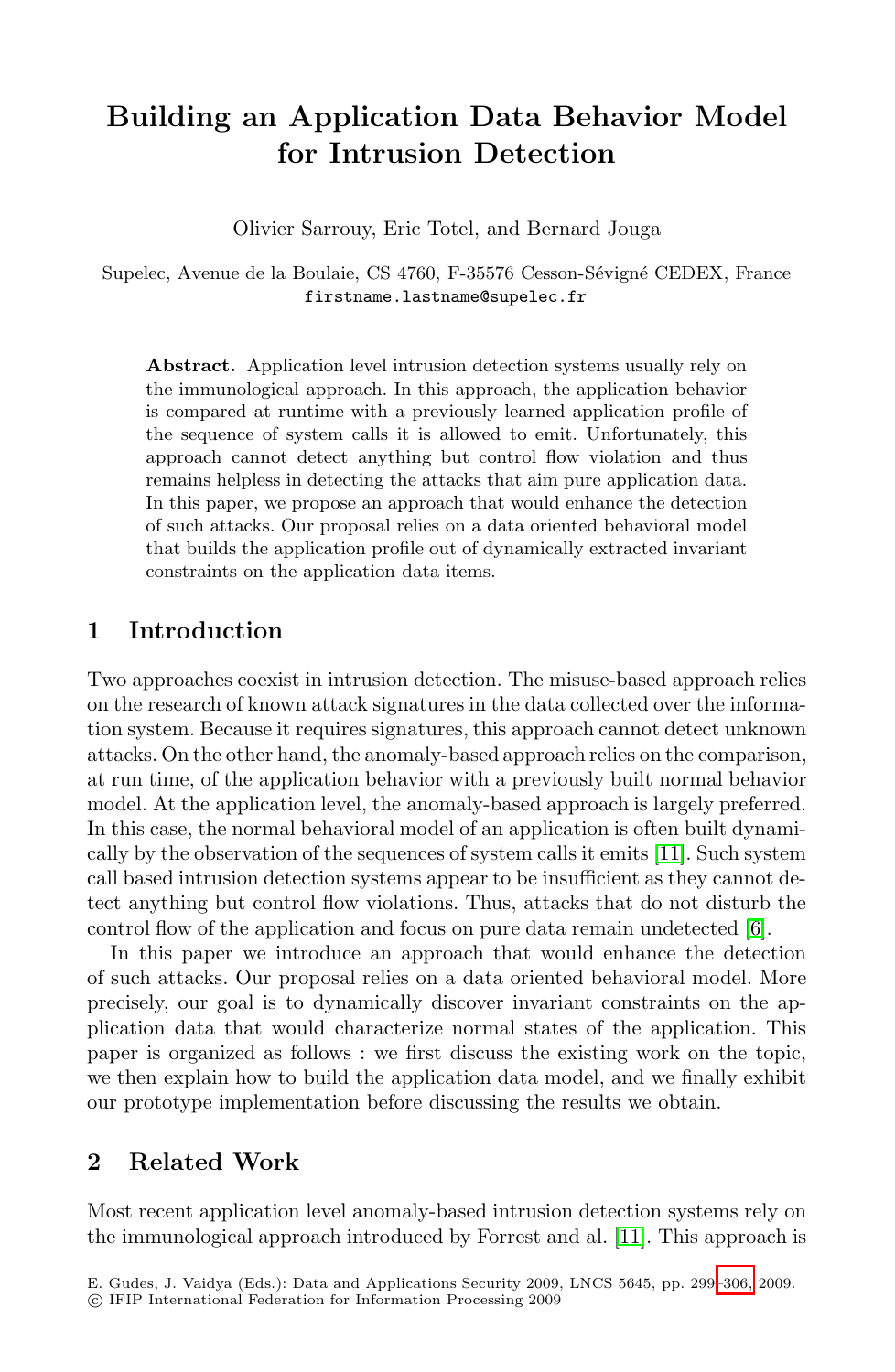# Building an Application Data Behavior Model for Intrusion Detection

Olivier Sarrouy, Eric Totel, and Bernard Jouga

Supelec, Avenue de la Boulaie, CS 4760, F-35576 Cesson-Sévigné CEDEX, France
firstname.lastname@supelec.fr

**Abstract.** Application level intrusion detection systems usually rely on the immunological approach. In this approach, the application behavior is compared at runtime with a previously learned application profile of the sequence of system calls it is allowed to emit. Unfortunately, this approach cannot detect anything but control flow violation and thus remains helpless in detecting the attacks that aim pure application data. In this paper, we propose an approach that would enhance the detection of such attacks. Our proposal relies on a data oriented behavioral model that builds the application profile out of dynamically extracted invariant constraints on the application data items.

## 1 Introduction

Two approaches coexist in intrusion detection. The misuse-based approach relies on the research of known attack signatures in the data collected over the information system. Because it requires signatures, this approach cannot detect unknown attacks. On the other hand, the anomaly-based approach relies on the comparison, at run time, of the application behavior with a previously built normal behavior model. At the application level, the anomaly-based approach is largely preferred. In this case, the normal behavioral model of an application is often built dynamically by the observation of the sequences of system calls it emits [11]. Such system call based intrusion detection systems appear to be insufficient as they cannot detect anything but control flow violations. Thus, attacks that do not disturb the control flow of the application and focus on pure data remain undetected [6].

In this paper we introduce an approach that would enhance the detection of such attacks. Our proposal relies on a data oriented behavioral model. More precisely, our goal is to dynamically discover invariant constraints on the application data that would characterize normal states of the application. This paper is organized as follows : we first discuss the existing work on the topic, we then explain how to build the application data model, and we finally exhibit our prototype implementation before discussing the results we obtain.

## 2 Related Work

Most recent application level anomaly-based intrusion detection systems rely on the immunological approach introduced by Forrest and al. [11]. This approach is

E. Gudes, J. Vaidya (Eds.): Data and Applications Security 2009, LNCS 5645, pp. 299–306, 2009.
© IFIP International Federation for Information Processing 2009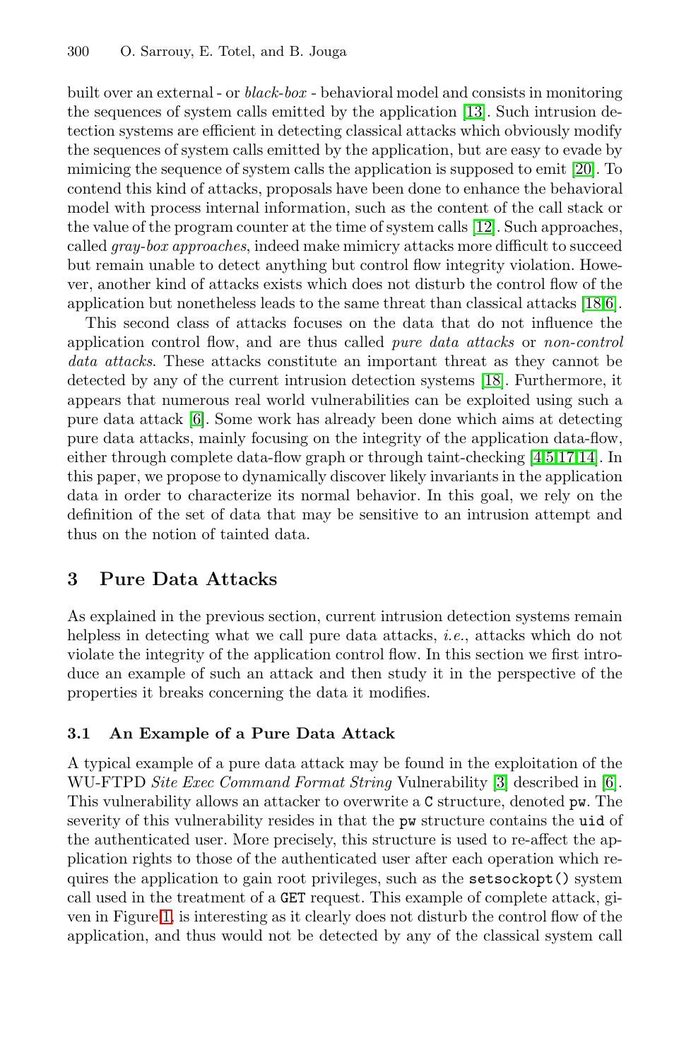built over an external - or *black-box* - behavioral model and consists in monitoring the sequences of system calls emitted by the application [13]. Such intrusion detection systems are efficient in detecting classical attacks which obviously modify the sequences of system calls emitted by the application, but are easy to evade by mimicing the sequence of system calls the application is supposed to emit [20]. To contend this kind of attacks, proposals have been done to enhance the behavioral model with process internal information, such as the content of the call stack or the value of the program counter at the time of system calls [12]. Such approaches, called *gray-box approaches*, indeed make mimicry attacks more difficult to succeed but remain unable to detect anything but control flow integrity violation. However, another kind of attacks exists which does not disturb the control flow of the application but nonetheless leads to the same threat than classical attacks [18,6].

This second class of attacks focuses on the data that do not influence the application control flow, and are thus called *pure data attacks* or *non-control data attacks*. These attacks constitute an important threat as they cannot be detected by any of the current intrusion detection systems [18]. Furthermore, it appears that numerous real world vulnerabilities can be exploited using such a pure data attack [6]. Some work has already been done which aims at detecting pure data attacks, mainly focusing on the integrity of the application data-flow, either through complete data-flow graph or through taint-checking [4,5,17,14]. In this paper, we propose to dynamically discover likely invariants in the application data in order to characterize its normal behavior. In this goal, we rely on the definition of the set of data that may be sensitive to an intrusion attempt and thus on the notion of tainted data.

## 3 Pure Data Attacks

As explained in the previous section, current intrusion detection systems remain helpless in detecting what we call pure data attacks, *i.e.*, attacks which do not violate the integrity of the application control flow. In this section we first introduce an example of such an attack and then study it in the perspective of the properties it breaks concerning the data it modifies.

### 3.1 An Example of a Pure Data Attack

A typical example of a pure data attack may be found in the exploitation of the WU-FTPD *Site Exec Command Format String* Vulnerability [3] described in [6]. This vulnerability allows an attacker to overwrite a `C` structure, denoted `pw`. The severity of this vulnerability resides in that the `pw` structure contains the `uid` of the authenticated user. More precisely, this structure is used to re-affect the application rights to those of the authenticated user after each operation which requires the application to gain root privileges, such as the `setsockopt()` system call used in the treatment of a `GET` request. This example of complete attack, given in Figure 1, is interesting as it clearly does not disturb the control flow of the application, and thus would not be detected by any of the classical system call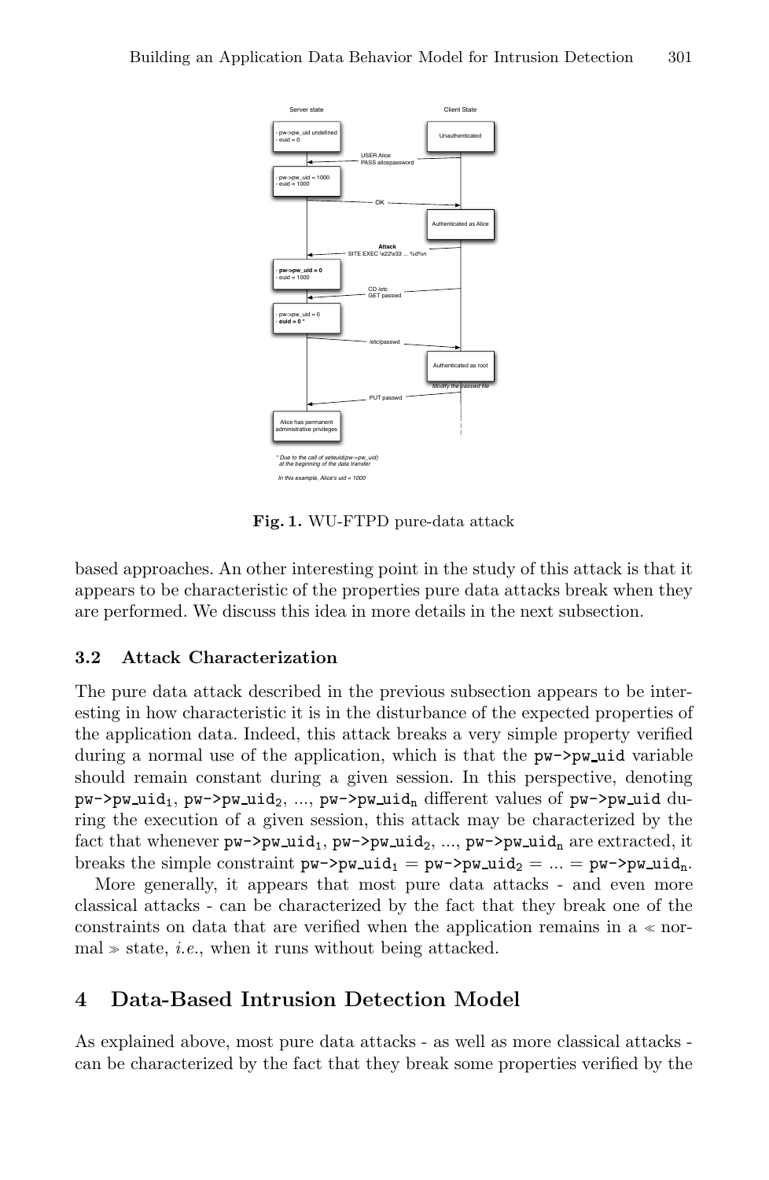Fig. 1. WU-FTPD pure-data attack

based approaches. An other interesting point in the study of this attack is that it appears to be characteristic of the properties pure data attacks break when they are performed. We discuss this idea in more details in the next subsection.

### 3.2 Attack Characterization

The pure data attack described in the previous subsection appears to be interesting in how characteristic it is in the disturbance of the expected properties of the application data. Indeed, this attack breaks a very simple property verified during a normal use of the application, which is that the `pw->pw_uid` variable should remain constant during a given session. In this perspective, denoting $\texttt{pw->pw\_uid}_1$, $\texttt{pw->pw\_uid}_2$, ..., $\texttt{pw->pw\_uid}_n$ different values of `pw->pw_uid` during the execution of a given session, this attack may be characterized by the fact that whenever $\texttt{pw->pw\_uid}_1$, $\texttt{pw->pw\_uid}_2$, ..., $\texttt{pw->pw\_uid}_n$ are extracted, it breaks the simple constraint $\texttt{pw->pw\_uid}_1 = \texttt{pw->pw\_uid}_2 = ... = \texttt{pw->pw\_uid}_n$.

More generally, it appears that most pure data attacks - and even more classical attacks - can be characterized by the fact that they break one of the constraints on data that are verified when the application remains in a « normal » state, *i.e.*, when it runs without being attacked.

## 4 Data-Based Intrusion Detection Model

As explained above, most pure data attacks - as well as more classical attacks - can be characterized by the fact that they break some properties verified by the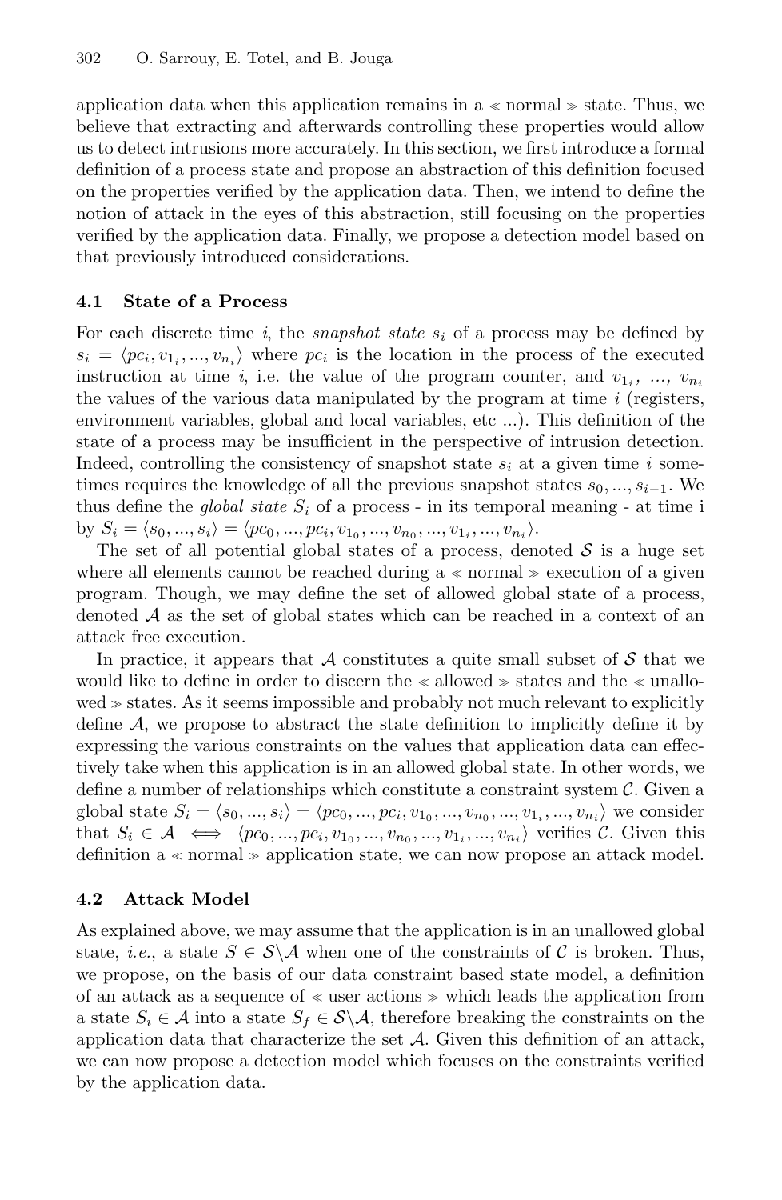application data when this application remains in a ≪ normal ≫ state. Thus, we believe that extracting and afterwards controlling these properties would allow us to detect intrusions more accurately. In this section, we first introduce a formal definition of a process state and propose an abstraction of this definition focused on the properties verified by the application data. Then, we intend to define the notion of attack in the eyes of this abstraction, still focusing on the properties verified by the application data. Finally, we propose a detection model based on that previously introduced considerations.

### 4.1 State of a Process

For each discrete time $i$, the *snapshot state* $s_i$ of a process may be defined by $s_i = \langle pc_i, v_{1_i}, ..., v_{n_i} \rangle$ where $pc_i$ is the location in the process of the executed instruction at time $i$, i.e. the value of the program counter, and $v_{1_i}, \; ..., \; v_{n_i}$ the values of the various data manipulated by the program at time $i$ (registers, environment variables, global and local variables, etc ...). This definition of the state of a process may be insufficient in the perspective of intrusion detection. Indeed, controlling the consistency of snapshot state $s_i$ at a given time $i$ sometimes requires the knowledge of all the previous snapshot states $s_0, ..., s_{i-1}$. We thus define the *global state* $S_i$ of a process - in its temporal meaning - at time i by $S_i = \langle s_0, ..., s_i \rangle = \langle pc_0, ..., pc_i, v_{1_0}, ..., v_{n_0}, ..., v_{1_i}, ..., v_{n_i} \rangle$.

The set of all potential global states of a process, denoted $\mathcal{S}$ is a huge set where all elements cannot be reached during a ≪ normal ≫ execution of a given program. Though, we may define the set of allowed global state of a process, denoted $\mathcal{A}$ as the set of global states which can be reached in a context of an attack free execution.

In practice, it appears that $\mathcal{A}$ constitutes a quite small subset of $\mathcal{S}$ that we would like to define in order to discern the ≪ allowed ≫ states and the ≪ unallowed ≫ states. As it seems impossible and probably not much relevant to explicitly define $\mathcal{A}$, we propose to abstract the state definition to implicitly define it by expressing the various constraints on the values that application data can effectively take when this application is in an allowed global state. In other words, we define a number of relationships which constitute a constraint system $\mathcal{C}$. Given a global state $S_i = \langle s_0, ..., s_i \rangle = \langle pc_0, ..., pc_i, v_{1_0}, ..., v_{n_0}, ..., v_{1_i}, ..., v_{n_i} \rangle$ we consider that $S_i \in \mathcal{A} \iff \langle pc_0, ..., pc_i, v_{1_0}, ..., v_{n_0}, ..., v_{1_i}, ..., v_{n_i} \rangle$ verifies $\mathcal{C}$. Given this definition a ≪ normal ≫ application state, we can now propose an attack model.

### 4.2 Attack Model

As explained above, we may assume that the application is in an unallowed global state, *i.e.*, a state $S \in \mathcal{S} \backslash \mathcal{A}$ when one of the constraints of $\mathcal{C}$ is broken. Thus, we propose, on the basis of our data constraint based state model, a definition of an attack as a sequence of ≪ user actions ≫ which leads the application from a state $S_i \in \mathcal{A}$ into a state $S_f \in \mathcal{S} \backslash \mathcal{A}$, therefore breaking the constraints on the application data that characterize the set $\mathcal{A}$. Given this definition of an attack, we can now propose a detection model which focuses on the constraints verified by the application data.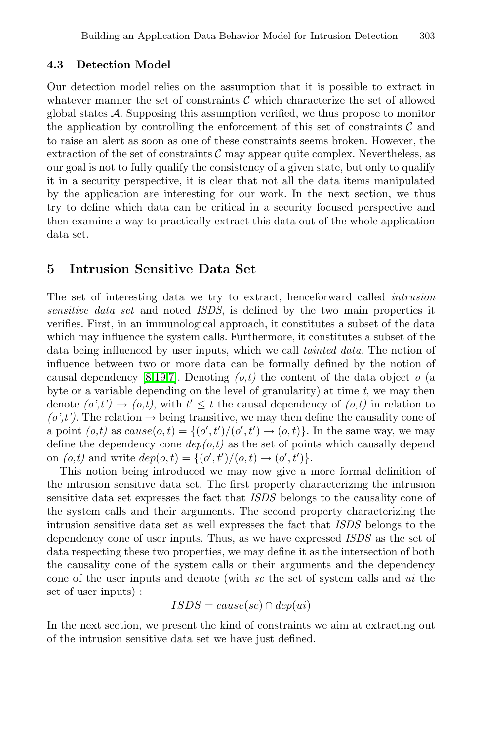### 4.3 Detection Model

Our detection model relies on the assumption that it is possible to extract in whatever manner the set of constraints $\mathcal{C}$ which characterize the set of allowed global states $\mathcal{A}$. Supposing this assumption verified, we thus propose to monitor the application by controlling the enforcement of this set of constraints $\mathcal{C}$ and to raise an alert as soon as one of these constraints seems broken. However, the extraction of the set of constraints $\mathcal{C}$ may appear quite complex. Nevertheless, as our goal is not to fully qualify the consistency of a given state, but only to qualify it in a security perspective, it is clear that not all the data items manipulated by the application are interesting for our work. In the next section, we thus try to define which data can be critical in a security focused perspective and then examine a way to practically extract this data out of the whole application data set.

## 5 Intrusion Sensitive Data Set

The set of interesting data we try to extract, henceforward called *intrusion sensitive data set* and noted *ISDS*, is defined by the two main properties it verifies. First, in an immunological approach, it constitutes a subset of the data which may influence the system calls. Furthermore, it constitutes a subset of the data being influenced by user inputs, which we call *tainted data*. The notion of influence between two or more data can be formally defined by the notion of causal dependency [8,19,7]. Denoting *(o,t)* the content of the data object $o$ (a byte or a variable depending on the level of granularity) at time $t$, we may then denote *(o',t')* $\rightarrow$ *(o,t)*, with $t' \leq t$ the causal dependency of *(o,t)* in relation to *(o',t')*. The relation $\rightarrow$ being transitive, we may then define the causality cone of a point *(o,t)* as $cause(o,t) = \{(o',t')/(o',t') \rightarrow (o,t)\}$. In the same way, we may define the dependency cone *dep(o,t)* as the set of points which causally depend on *(o,t)* and write $dep(o,t) = \{(o',t')/(o,t) \rightarrow (o',t')\}$.

This notion being introduced we may now give a more formal definition of the intrusion sensitive data set. The first property characterizing the intrusion sensitive data set expresses the fact that *ISDS* belongs to the causality cone of the system calls and their arguments. The second property characterizing the intrusion sensitive data set as well expresses the fact that *ISDS* belongs to the dependency cone of user inputs. Thus, as we have expressed *ISDS* as the set of data respecting these two properties, we may define it as the intersection of both the causality cone of the system calls or their arguments and the dependency cone of the user inputs and denote (with *sc* the set of system calls and *ui* the set of user inputs) :

$$ISDS = cause(sc) \cap dep(ui)$$

In the next section, we present the kind of constraints we aim at extracting out of the intrusion sensitive data set we have just defined.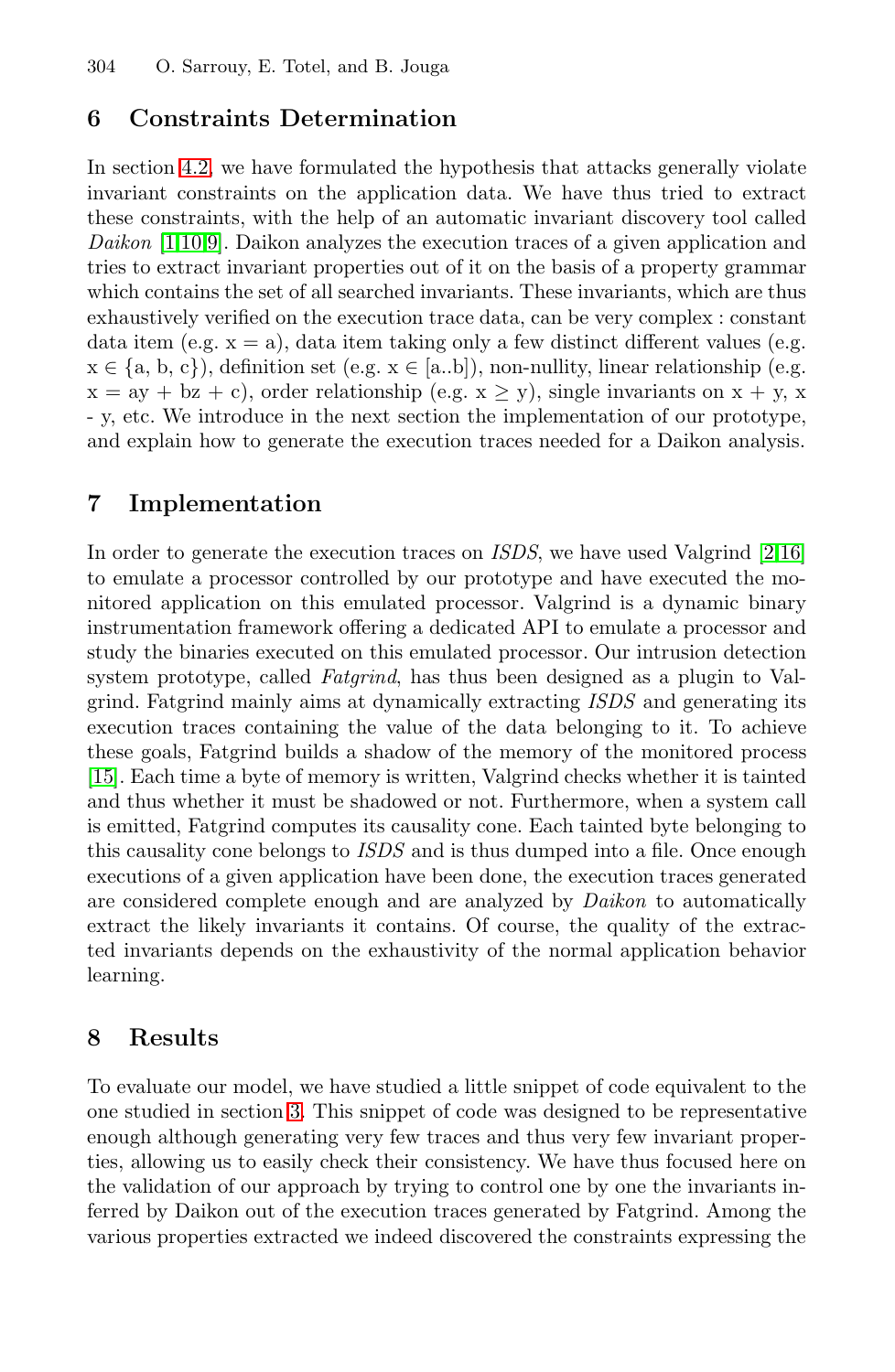## 6 Constraints Determination

In section 4.2, we have formulated the hypothesis that attacks generally violate invariant constraints on the application data. We have thus tried to extract these constraints, with the help of an automatic invariant discovery tool called *Daikon* [1,10,9]. Daikon analyzes the execution traces of a given application and tries to extract invariant properties out of it on the basis of a property grammar which contains the set of all searched invariants. These invariants, which are thus exhaustively verified on the execution trace data, can be very complex : constant data item (e.g. $x = a$), data item taking only a few distinct different values (e.g. $x \in \{a, b, c\}$), definition set (e.g. $x \in [a..b]$), non-nullity, linear relationship (e.g. $x = ay + bz + c$), order relationship (e.g. $x \geq y$), single invariants on $x + y$, $x - y$, etc. We introduce in the next section the implementation of our prototype, and explain how to generate the execution traces needed for a Daikon analysis.

## 7 Implementation

In order to generate the execution traces on *ISDS*, we have used Valgrind [2,16] to emulate a processor controlled by our prototype and have executed the monitored application on this emulated processor. Valgrind is a dynamic binary instrumentation framework offering a dedicated API to emulate a processor and study the binaries executed on this emulated processor. Our intrusion detection system prototype, called *Fatgrind*, has thus been designed as a plugin to Valgrind. Fatgrind mainly aims at dynamically extracting *ISDS* and generating its execution traces containing the value of the data belonging to it. To achieve these goals, Fatgrind builds a shadow of the memory of the monitored process [15]. Each time a byte of memory is written, Valgrind checks whether it is tainted and thus whether it must be shadowed or not. Furthermore, when a system call is emitted, Fatgrind computes its causality cone. Each tainted byte belonging to this causality cone belongs to *ISDS* and is thus dumped into a file. Once enough executions of a given application have been done, the execution traces generated are considered complete enough and are analyzed by *Daikon* to automatically extract the likely invariants it contains. Of course, the quality of the extracted invariants depends on the exhaustivity of the normal application behavior learning.

## 8 Results

To evaluate our model, we have studied a little snippet of code equivalent to the one studied in section 3. This snippet of code was designed to be representative enough although generating very few traces and thus very few invariant properties, allowing us to easily check their consistency. We have thus focused here on the validation of our approach by trying to control one by one the invariants inferred by Daikon out of the execution traces generated by Fatgrind. Among the various properties extracted we indeed discovered the constraints expressing the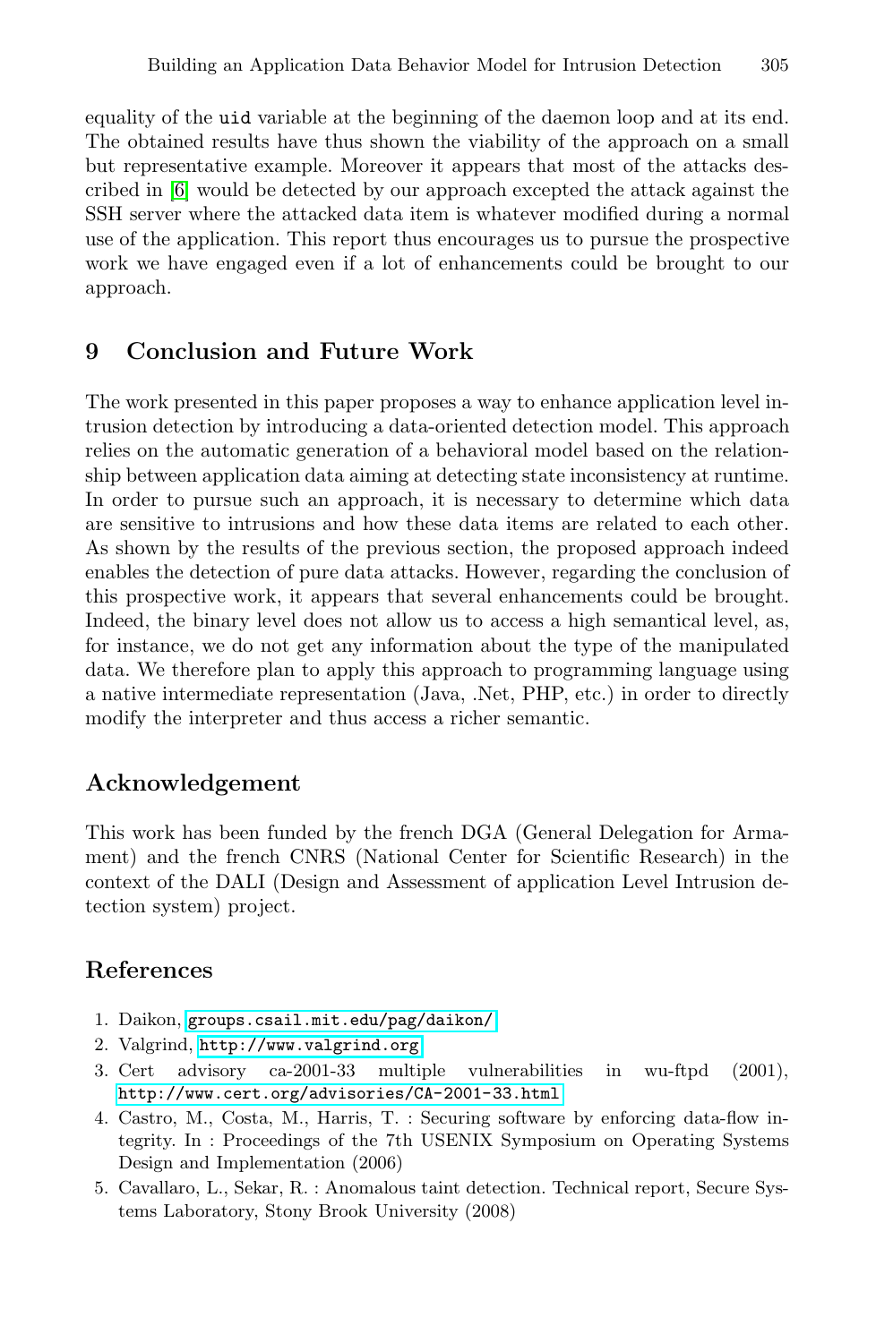equality of the `uid` variable at the beginning of the daemon loop and at its end. The obtained results have thus shown the viability of the approach on a small but representative example. Moreover it appears that most of the attacks described in [6] would be detected by our approach excepted the attack against the SSH server where the attacked data item is whatever modified during a normal use of the application. This report thus encourages us to pursue the prospective work we have engaged even if a lot of enhancements could be brought to our approach.

## 9 Conclusion and Future Work

The work presented in this paper proposes a way to enhance application level intrusion detection by introducing a data-oriented detection model. This approach relies on the automatic generation of a behavioral model based on the relationship between application data aiming at detecting state inconsistency at runtime. In order to pursue such an approach, it is necessary to determine which data are sensitive to intrusions and how these data items are related to each other. As shown by the results of the previous section, the proposed approach indeed enables the detection of pure data attacks. However, regarding the conclusion of this prospective work, it appears that several enhancements could be brought. Indeed, the binary level does not allow us to access a high semantical level, as, for instance, we do not get any information about the type of the manipulated data. We therefore plan to apply this approach to programming language using a native intermediate representation (Java, .Net, PHP, etc.) in order to directly modify the interpreter and thus access a richer semantic.

## Acknowledgement

This work has been funded by the french DGA (General Delegation for Armament) and the french CNRS (National Center for Scientific Research) in the context of the DALI (Design and Assessment of application Level Intrusion detection system) project.

## References

1. Daikon, `groups.csail.mit.edu/pag/daikon/`
2. Valgrind, `http://www.valgrind.org`
3. Cert advisory ca-2001-33 multiple vulnerabilities in wu-ftpd (2001), `http://www.cert.org/advisories/CA-2001-33.html`
4. Castro, M., Costa, M., Harris, T. : Securing software by enforcing data-flow integrity. In : Proceedings of the 7th USENIX Symposium on Operating Systems Design and Implementation (2006)
5. Cavallaro, L., Sekar, R. : Anomalous taint detection. Technical report, Secure Systems Laboratory, Stony Brook University (2008)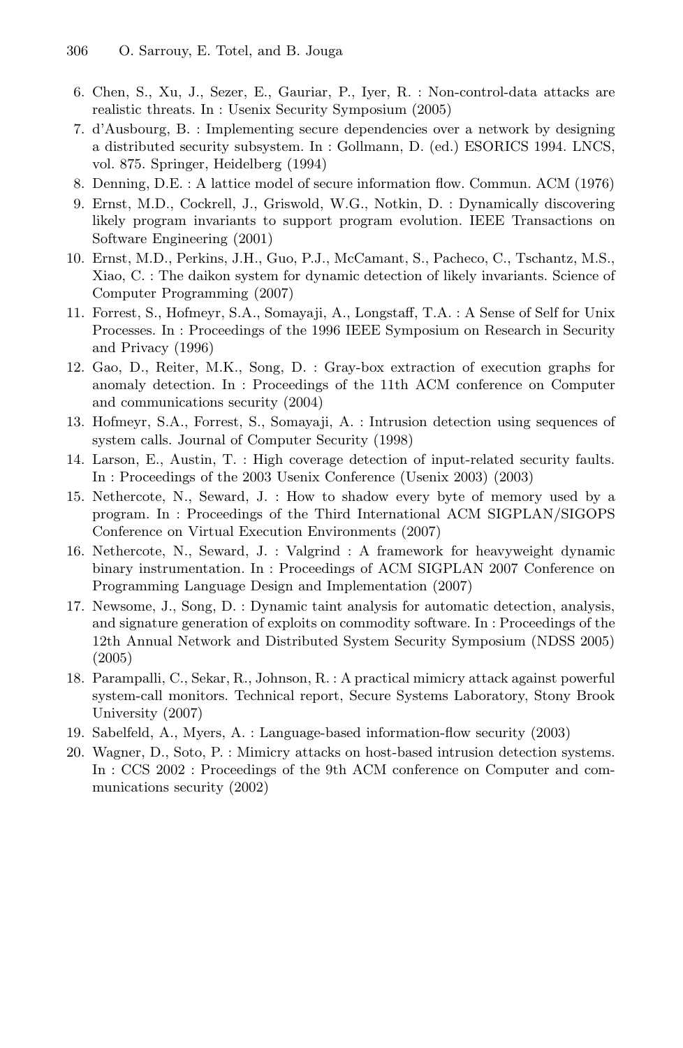6. Chen, S., Xu, J., Sezer, E., Gauriar, P., Iyer, R. : Non-control-data attacks are realistic threats. In : Usenix Security Symposium (2005)
7. d'Ausbourg, B. : Implementing secure dependencies over a network by designing a distributed security subsystem. In : Gollmann, D. (ed.) ESORICS 1994. LNCS, vol. 875. Springer, Heidelberg (1994)
8. Denning, D.E. : A lattice model of secure information flow. Commun. ACM (1976)
9. Ernst, M.D., Cockrell, J., Griswold, W.G., Notkin, D. : Dynamically discovering likely program invariants to support program evolution. IEEE Transactions on Software Engineering (2001)
10. Ernst, M.D., Perkins, J.H., Guo, P.J., McCamant, S., Pacheco, C., Tschantz, M.S., Xiao, C. : The daikon system for dynamic detection of likely invariants. Science of Computer Programming (2007)
11. Forrest, S., Hofmeyr, S.A., Somayaji, A., Longstaff, T.A. : A Sense of Self for Unix Processes. In : Proceedings of the 1996 IEEE Symposium on Research in Security and Privacy (1996)
12. Gao, D., Reiter, M.K., Song, D. : Gray-box extraction of execution graphs for anomaly detection. In : Proceedings of the 11th ACM conference on Computer and communications security (2004)
13. Hofmeyr, S.A., Forrest, S., Somayaji, A. : Intrusion detection using sequences of system calls. Journal of Computer Security (1998)
14. Larson, E., Austin, T. : High coverage detection of input-related security faults. In : Proceedings of the 2003 Usenix Conference (Usenix 2003) (2003)
15. Nethercote, N., Seward, J. : How to shadow every byte of memory used by a program. In : Proceedings of the Third International ACM SIGPLAN/SIGOPS Conference on Virtual Execution Environments (2007)
16. Nethercote, N., Seward, J. : Valgrind : A framework for heavyweight dynamic binary instrumentation. In : Proceedings of ACM SIGPLAN 2007 Conference on Programming Language Design and Implementation (2007)
17. Newsome, J., Song, D. : Dynamic taint analysis for automatic detection, analysis, and signature generation of exploits on commodity software. In : Proceedings of the 12th Annual Network and Distributed System Security Symposium (NDSS 2005) (2005)
18. Parampalli, C., Sekar, R., Johnson, R. : A practical mimicry attack against powerful system-call monitors. Technical report, Secure Systems Laboratory, Stony Brook University (2007)
19. Sabelfeld, A., Myers, A. : Language-based information-flow security (2003)
20. Wagner, D., Soto, P. : Mimicry attacks on host-based intrusion detection systems. In : CCS 2002 : Proceedings of the 9th ACM conference on Computer and communications security (2002)